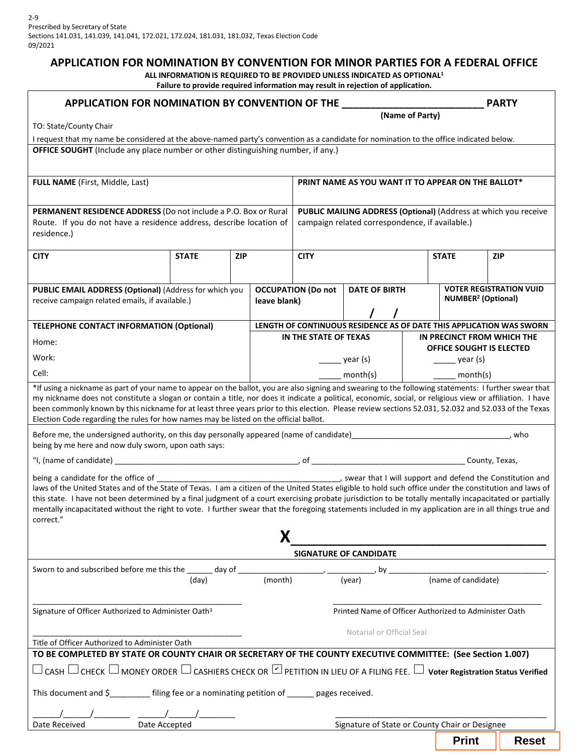2-9
Prescribed by Secretary of State
Sections 141.031, 141.039, 141.041, 172.021, 172.024, 181.031, 181.032, Texas Election Code
09/2021

# APPLICATION FOR NOMINATION BY CONVENTION FOR MINOR PARTIES FOR A FEDERAL OFFICE

**ALL INFORMATION IS REQUIRED TO BE PROVIDED UNLESS INDICATED AS OPTIONAL[1]**
**Failure to provide required information may result in rejection of application.**

## APPLICATION FOR NOMINATION BY CONVENTION OF THE ________________________ PARTY

(Name of Party)

TO: State/County Chair

I request that my name be considered at the above-named party's convention as a candidate for nomination to the office indicated below.

**OFFICE SOUGHT** (Include any place number or other distinguishing number, if any.)

| **FULL NAME** (First, Middle, Last) | | | **PRINT NAME AS YOU WANT IT TO APPEAR ON THE BALLOT*** | | |
|---|---|---|---|---|---|
| **PERMANENT RESIDENCE ADDRESS** (Do not include a P.O. Box or Rural Route. If you do not have a residence address, describe location of residence.) | | | **PUBLIC MAILING ADDRESS (Optional)** (Address at which you receive campaign related correspondence, if available.) | | |
| **CITY** | **STATE** | **ZIP** | **CITY** | **STATE** | **ZIP** |

| **PUBLIC EMAIL ADDRESS (Optional)** (Address for which you receive campaign related emails, if available.) | **OCCUPATION (Do not leave blank)** | **DATE OF BIRTH** / / | **VOTER REGISTRATION VUID NUMBER[2] (Optional)** |
|---|---|---|---|

| **TELEPHONE CONTACT INFORMATION (Optional)** | **LENGTH OF CONTINUOUS RESIDENCE AS OF DATE THIS APPLICATION WAS SWORN** | |
|---|---|---|
| | **IN THE STATE OF TEXAS** | **IN PRECINCT FROM WHICH THE OFFICE SOUGHT IS ELECTED** |
| Home: | | |
| Work: | _____ year (s) | _____ year (s) |
| Cell: | _____ month(s) | _____ month(s) |

*If using a nickname as part of your name to appear on the ballot, you are also signing and swearing to the following statements: I further swear that my nickname does not constitute a slogan or contain a title, nor does it indicate a political, economic, social, or religious view or affiliation. I have been commonly known by this nickname for at least three years prior to this election. Please review sections 52.031, 52.032 and 52.033 of the Texas Election Code regarding the rules for how names may be listed on the official ballot.

Before me, the undersigned authority, on this day personally appeared (name of candidate)___________________________________, who being by me here and now duly sworn, upon oath says:

"I, (name of candidate) ________________________________________, of ___________________________________ County, Texas,

being a candidate for the office of ________________________________________, swear that I will support and defend the Constitution and laws of the United States and of the State of Texas. I am a citizen of the United States eligible to hold such office under the constitution and laws of this state. I have not been determined by a final judgment of a court exercising probate jurisdiction to be totally mentally incapacitated or partially mentally incapacitated without the right to vote. I further swear that the foregoing statements included in my application are in all things true and correct."

**X**______________________________________
**SIGNATURE OF CANDIDATE**

Sworn to and subscribed before me this the ______ day of ___________________, ___________, by ___________________________________.
(day) (month) (year) (name of candidate)

_______________________________________________
Signature of Officer Authorized to Administer Oath[3]

_______________________________________________
Printed Name of Officer Authorized to Administer Oath

Notarial or Official Seal

_______________________________________________
Title of Officer Authorized to Administer Oath

**TO BE COMPLETED BY STATE OR COUNTY CHAIR OR SECRETARY OF THE COUNTY EXECUTIVE COMMITTEE: (See Section 1.007)**

☐ CASH ☐ CHECK ☐ MONEY ORDER ☐ CASHIERS CHECK OR ☑ PETITION IN LIEU OF A FILING FEE. ☐ **Voter Registration Status Verified**

This document and $_________ filing fee or a nominating petition of ______ pages received.

______/______/________ ______/______/________
Date Received Date Accepted

_______________________________________________
Signature of State or County Chair or Designee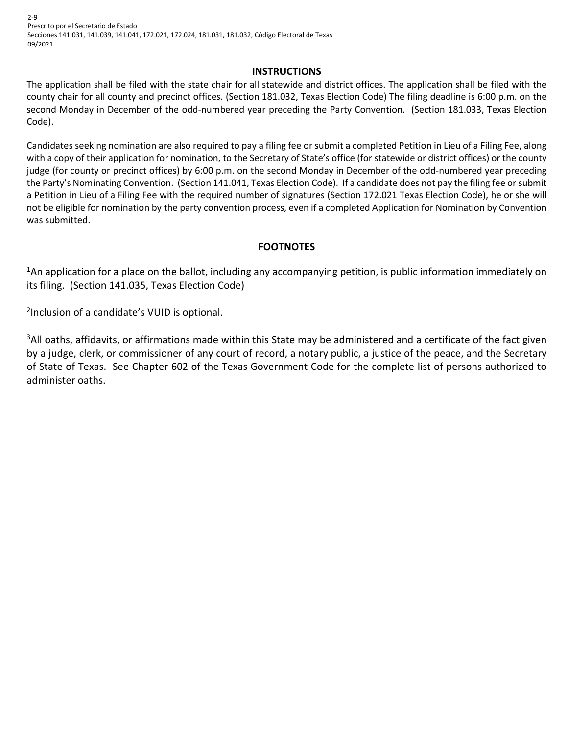2-9
Prescrito por el Secretario de Estado
Secciones 141.031, 141.039, 141.041, 172.021, 172.024, 181.031, 181.032, Código Electoral de Texas
09/2021

## INSTRUCTIONS

The application shall be filed with the state chair for all statewide and district offices. The application shall be filed with the county chair for all county and precinct offices. (Section 181.032, Texas Election Code) The filing deadline is 6:00 p.m. on the second Monday in December of the odd-numbered year preceding the Party Convention. (Section 181.033, Texas Election Code).

Candidates seeking nomination are also required to pay a filing fee or submit a completed Petition in Lieu of a Filing Fee, along with a copy of their application for nomination, to the Secretary of State's office (for statewide or district offices) or the county judge (for county or precinct offices) by 6:00 p.m. on the second Monday in December of the odd-numbered year preceding the Party's Nominating Convention. (Section 141.041, Texas Election Code). If a candidate does not pay the filing fee or submit a Petition in Lieu of a Filing Fee with the required number of signatures (Section 172.021 Texas Election Code), he or she will not be eligible for nomination by the party convention process, even if a completed Application for Nomination by Convention was submitted.

## FOOTNOTES

[1]An application for a place on the ballot, including any accompanying petition, is public information immediately on its filing. (Section 141.035, Texas Election Code)

[2]Inclusion of a candidate's VUID is optional.

[3]All oaths, affidavits, or affirmations made within this State may be administered and a certificate of the fact given by a judge, clerk, or commissioner of any court of record, a notary public, a justice of the peace, and the Secretary of State of Texas. See Chapter 602 of the Texas Government Code for the complete list of persons authorized to administer oaths.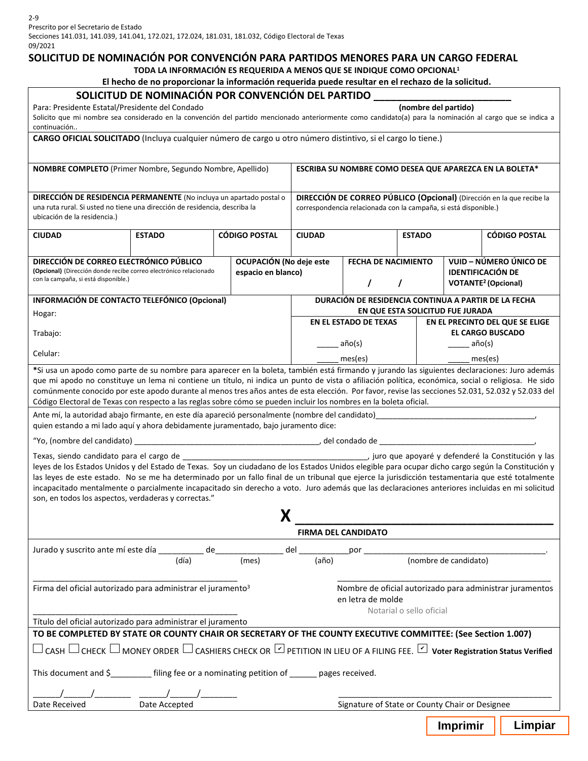2-9
Prescrito por el Secretario de Estado
Secciones 141.031, 141.039, 141.041, 172.021, 172.024, 181.031, 181.032, Código Electoral de Texas
09/2021

# SOLICITUD DE NOMINACIÓN POR CONVENCIÓN PARA PARTIDOS MENORES PARA UN CARGO FEDERAL

**TODA LA INFORMACIÓN ES REQUERIDA A MENOS QUE SE INDIQUE COMO OPCIONAL[1]**

**El hecho de no proporcionar la información requerida puede resultar en el rechazo de la solicitud.**

## SOLICITUD DE NOMINACIÓN POR CONVENCIÓN DEL PARTIDO ________________________

Para: Presidente Estatal/Presidente del Condado **(nombre del partido)**

Solicito que mi nombre sea considerado en la convención del partido mencionado anteriormente como candidato(a) para la nominación al cargo que se indica a continuación..

**CARGO OFICIAL SOLICITADO** (Incluya cualquier número de cargo u otro número distintivo, si el cargo lo tiene.)

| **NOMBRE COMPLETO** (Primer Nombre, Segundo Nombre, Apellido) | | | **ESCRIBA SU NOMBRE COMO DESEA QUE APAREZCA EN LA BOLETA*** | | |
|---|---|---|---|---|---|
| **DIRECCIÓN DE RESIDENCIA PERMANENTE** (No incluya un apartado postal o una ruta rural. Si usted no tiene una dirección de residencia, describa la ubicación de la residencia.) | | | **DIRECCIÓN DE CORREO PÚBLICO (Opcional)** (Dirección en la que recibe la correspondencia relacionada con la campaña, si está disponible.) | | |
| **CIUDAD** | **ESTADO** | **CÓDIGO POSTAL** | **CIUDAD** | **ESTADO** | **CÓDIGO POSTAL** |

| **DIRECCIÓN DE CORREO ELECTRÓNICO PÚBLICO** (Opcional) (Dirección donde recibe correo electrónico relacionado con la campaña, si está disponible.) | **OCUPACIÓN (No deje este espacio en blanco)** | **FECHA DE NACIMIENTO** / / | **VUID – NÚMERO ÚNICO DE IDENTIFICACIÓN DE VOTANTE[2] (Opcional)** |
|---|---|---|---|

| **INFORMACIÓN DE CONTACTO TELEFÓNICO (Opcional)** | **DURACIÓN DE RESIDENCIA CONTINUA A PARTIR DE LA FECHA EN QUE ESTA SOLICITUD FUE JURADA** | |
|---|---|---|
| | **EN EL ESTADO DE TEXAS** | **EN EL PRECINTO DEL QUE SE ELIGE EL CARGO BUSCADO** |
| Hogar: | | |
| Trabajo: | _____ año(s) | _____ año(s) |
| Celular: | _____ mes(es) | _____ mes(es) |

***Si usa un apodo como parte de su nombre para aparecer en la boleta, también está firmando y jurando las siguientes declaraciones:** Juro además que mi apodo no constituye un lema ni contiene un título, ni indica un punto de vista o afiliación política, económica, social o religiosa. He sido comúnmente conocido por este apodo durante al menos tres años antes de esta elección. Por favor, revise las secciones 52.031, 52.032 y 52.033 del Código Electoral de Texas con respecto a las reglas sobre cómo se pueden incluir los nombres en la boleta oficial.

Ante mí, la autoridad abajo firmante, en este día apareció personalmente (nombre del candidato)_____________________________________, quien estando a mi lado aquí y ahora debidamente juramentado, bajo juramento dice:

"Yo, (nombre del candidato) ____________________________________________, del condado de ____________________________________,

Texas, siendo candidato para el cargo de __________________________________________, juro que apoyaré y defenderé la Constitución y las leyes de los Estados Unidos y del Estado de Texas. Soy un ciudadano de los Estados Unidos elegible para ocupar dicho cargo según la Constitución y las leyes de este estado. No se me ha determinado por un fallo final de un tribunal que ejerce la jurisdicción testamentaria que esté totalmente incapacitado mentalmente o parcialmente incapacitado sin derecho a voto. Juro además que las declaraciones anteriores incluidas en mi solicitud son, en todos los aspectos, verdaderas y correctas."

**X** ____________________________________________

**FIRMA DEL CANDIDATO**

Jurado y suscrito ante mí este día __________ de_______________ del ___________por ________________________________________.
(día) (mes) (año) (nombre de candidato)

_______________________________________________
Firma del oficial autorizado para administrar el juramento[3]

_______________________________________________
Nombre de oficial autorizado para administrar juramentos en letra de molde

Notarial o sello oficial

_______________________________________________
Título del oficial autorizado para administrar el juramento

**TO BE COMPLETED BY STATE OR COUNTY CHAIR OR SECRETARY OF THE COUNTY EXECUTIVE COMMITTEE: (See Section 1.007)**

☐ CASH ☐ CHECK ☐ MONEY ORDER ☐ CASHIERS CHECK OR ☑ PETITION IN LIEU OF A FILING FEE. ☑ **Voter Registration Status Verified**

This document and $_________ filing fee or a nominating petition of ______ pages received.

______/______/________ ______/______/________ ________________________________________________
Date Received Date Accepted Signature of State or County Chair or Designee

Imprimir Limpiar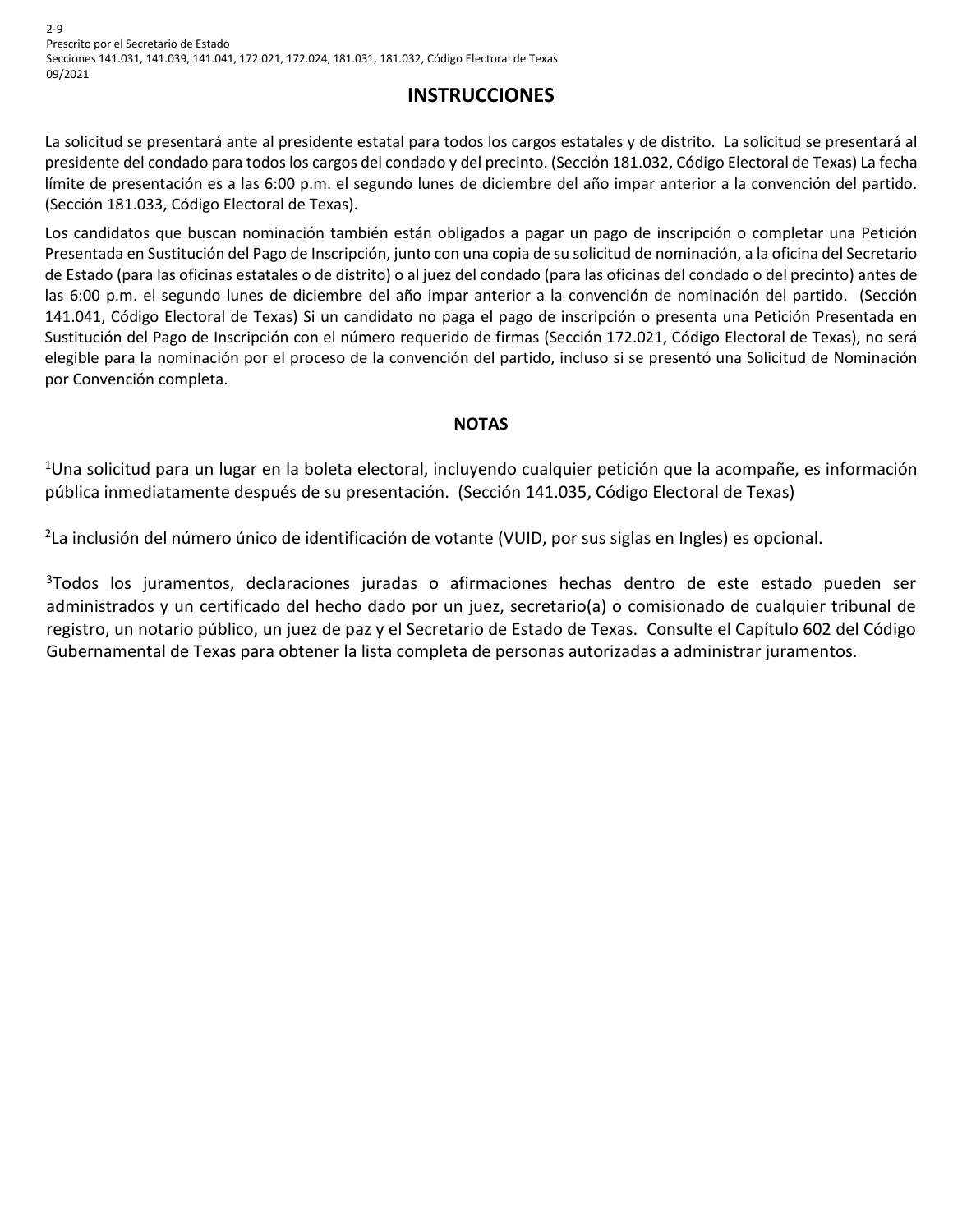2-9
Prescrito por el Secretario de Estado
Secciones 141.031, 141.039, 141.041, 172.021, 172.024, 181.031, 181.032, Código Electoral de Texas
09/2021

## INSTRUCCIONES

La solicitud se presentará ante al presidente estatal para todos los cargos estatales y de distrito. La solicitud se presentará al presidente del condado para todos los cargos del condado y del precinto. (Sección 181.032, Código Electoral de Texas) La fecha límite de presentación es a las 6:00 p.m. el segundo lunes de diciembre del año impar anterior a la convención del partido. (Sección 181.033, Código Electoral de Texas).

Los candidatos que buscan nominación también están obligados a pagar un pago de inscripción o completar una Petición Presentada en Sustitución del Pago de Inscripción, junto con una copia de su solicitud de nominación, a la oficina del Secretario de Estado (para las oficinas estatales o de distrito) o al juez del condado (para las oficinas del condado o del precinto) antes de las 6:00 p.m. el segundo lunes de diciembre del año impar anterior a la convención de nominación del partido. (Sección 141.041, Código Electoral de Texas) Si un candidato no paga el pago de inscripción o presenta una Petición Presentada en Sustitución del Pago de Inscripción con el número requerido de firmas (Sección 172.021, Código Electoral de Texas), no será elegible para la nominación por el proceso de la convención del partido, incluso si se presentó una Solicitud de Nominación por Convención completa.

### NOTAS

[1]Una solicitud para un lugar en la boleta electoral, incluyendo cualquier petición que la acompañe, es información pública inmediatamente después de su presentación. (Sección 141.035, Código Electoral de Texas)

[2]La inclusión del número único de identificación de votante (VUID, por sus siglas en Ingles) es opcional.

[3]Todos los juramentos, declaraciones juradas o afirmaciones hechas dentro de este estado pueden ser administrados y un certificado del hecho dado por un juez, secretario(a) o comisionado de cualquier tribunal de registro, un notario público, un juez de paz y el Secretario de Estado de Texas. Consulte el Capítulo 602 del Código Gubernamental de Texas para obtener la lista completa de personas autorizadas a administrar juramentos.